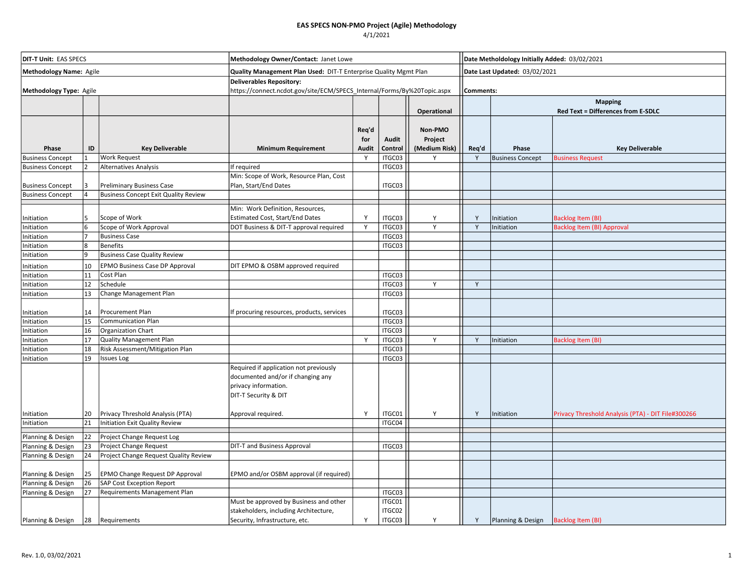**EAS SPECS NON-PMO Project (Agile) Methodology**

4/1/2021

| DIT-T Unit: EAS SPECS | Methodology Owner/Contact: Janet Lowe | Date Metholdology Initially Added: 03/02/2021 |
|---|---|---|
| Methodology Name: Agile | Quality Management Plan Used: DIT-T Enterprise Quality Mgmt Plan | Date Last Updated: 03/02/2021 |
| Methodology Type: Agile | Deliverables Repository: https://connect.ncdot.gov/site/ECM/SPECS_Internal/Forms/By%20Topic.aspx | Comments: |

| | | | | | | Operational | Mapping Red Text = Differences from E-SDLC | | |
|---|---|---|---|---|---|---|---|---|---|
| Phase | ID | Key Deliverable | Minimum Requirement | Req'd for Audit | Audit Control | Non-PMO Project (Medium Risk) | Req'd | Phase | Key Deliverable |
| Business Concept | 1 | Work Request | | Y | ITGC03 | Y | Y | Business Concept | Business Request |
| Business Concept | 2 | Alternatives Analysis | If required | | ITGC03 | | | | |
| Business Concept | 3 | Preliminary Business Case | Min: Scope of Work, Resource Plan, Cost Plan, Start/End Dates | | ITGC03 | | | | |
| Business Concept | 4 | Business Concept Exit Quality Review | | | | | | | |
| Initiation | 5 | Scope of Work | Min: Work Definition, Resources, Estimated Cost, Start/End Dates | Y | ITGC03 | Y | Y | Initiation | Backlog Item (BI) |
| Initiation | 6 | Scope of Work Approval | DOT Business & DIT-T approval required | Y | ITGC03 | Y | Y | Initiation | Backlog Item (BI) Approval |
| Initiation | 7 | Business Case | | | ITGC03 | | | | |
| Initiation | 8 | Benefits | | | ITGC03 | | | | |
| Initiation | 9 | Business Case Quality Review | | | | | | | |
| Initiation | 10 | EPMO Business Case DP Approval | DIT EPMO & OSBM approved required | | | | | | |
| Initiation | 11 | Cost Plan | | | ITGC03 | | | | |
| Initiation | 12 | Schedule | | | ITGC03 | Y | Y | | |
| Initiation | 13 | Change Management Plan | | | ITGC03 | | | | |
| Initiation | 14 | Procurement Plan | If procuring resources, products, services | | ITGC03 | | | | |
| Initiation | 15 | Communication Plan | | | ITGC03 | | | | |
| Initiation | 16 | Organization Chart | | | ITGC03 | | | | |
| Initiation | 17 | Quality Management Plan | | Y | ITGC03 | Y | Y | Initiation | Backlog Item (BI) |
| Initiation | 18 | Risk Assessment/Mitigation Plan | | | ITGC03 | | | | |
| Initiation | 19 | Issues Log | | | ITGC03 | | | | |
| Initiation | 20 | Privacy Threshold Analysis (PTA) | Required if application not previously documented and/or if changing any privacy information. DIT-T Security & DIT Approval required. | Y | ITGC01 | Y | Y | Initiation | Privacy Threshold Analysis (PTA) - DIT File#300266 |
| Initiation | 21 | Initiation Exit Quality Review | | | ITGC04 | | | | |
| Planning & Design | 22 | Project Change Request Log | | | | | | | |
| Planning & Design | 23 | Project Change Request | DIT-T and Business Approval | | ITGC03 | | | | |
| Planning & Design | 24 | Project Change Request Quality Review | | | | | | | |
| Planning & Design | 25 | EPMO Change Request DP Approval | EPMO and/or OSBM approval (if required) | | | | | | |
| Planning & Design | 26 | SAP Cost Exception Report | | | | | | | |
| Planning & Design | 27 | Requirements Management Plan | | | ITGC03 | | | | |
| Planning & Design | 28 | Requirements | Must be approved by Business and other stakeholders, including Architecture, Security, Infrastructure, etc. | Y | ITGC01 ITGC02 ITGC03 | Y | Y | Planning & Design | Backlog Item (BI) |

Rev. 1.0, 03/02/2021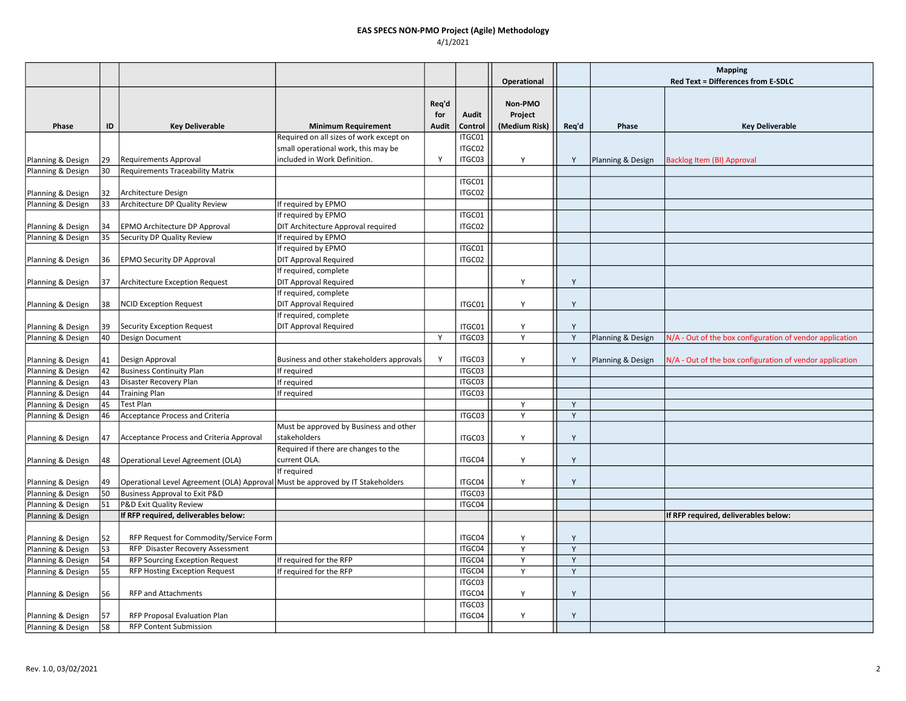# EAS SPECS NON-PMO Project (Agile) Methodology

4/1/2021

| | | | | | | Operational | | Mapping Red Text = Differences from E-SDLC | |
|---|---|---|---|---|---|---|---|---|---|
| Phase | ID | Key Deliverable | Minimum Requirement | Req'd for Audit | Audit Control | Non-PMO Project (Medium Risk) | Req'd | Phase | Key Deliverable |
| Planning & Design | 29 | Requirements Approval | Required on all sizes of work except on small operational work, this may be included in Work Definition. | Y | ITGC01 ITGC02 ITGC03 | Y | Y | Planning & Design | Backlog Item (BI) Approval |
| Planning & Design | 30 | Requirements Traceability Matrix | | | | | | | |
| Planning & Design | 32 | Architecture Design | | | ITGC01 ITGC02 | | | | |
| Planning & Design | 33 | Architecture DP Quality Review | If required by EPMO | | | | | | |
| Planning & Design | 34 | EPMO Architecture DP Approval | If required by EPMO DIT Architecture Approval required | | ITGC01 ITGC02 | | | | |
| Planning & Design | 35 | Security DP Quality Review | If required by EPMO | | | | | | |
| Planning & Design | 36 | EPMO Security DP Approval | If required by EPMO DIT Approval Required | | ITGC01 ITGC02 | | | | |
| Planning & Design | 37 | Architecture Exception Request | If required, complete DIT Approval Required | | | Y | Y | | |
| Planning & Design | 38 | NCID Exception Request | If required, complete DIT Approval Required | | ITGC01 | Y | Y | | |
| Planning & Design | 39 | Security Exception Request | If required, complete DIT Approval Required | | ITGC01 | Y | Y | | |
| Planning & Design | 40 | Design Document | | Y | ITGC03 | Y | Y | Planning & Design | N/A - Out of the box configuration of vendor application |
| Planning & Design | 41 | Design Approval | Business and other stakeholders approvals | Y | ITGC03 | Y | Y | Planning & Design | N/A - Out of the box configuration of vendor application |
| Planning & Design | 42 | Business Continuity Plan | If required | | ITGC03 | | | | |
| Planning & Design | 43 | Disaster Recovery Plan | If required | | ITGC03 | | | | |
| Planning & Design | 44 | Training Plan | If required | | ITGC03 | | | | |
| Planning & Design | 45 | Test Plan | | | | Y | Y | | |
| Planning & Design | 46 | Acceptance Process and Criteria | | | ITGC03 | Y | Y | | |
| Planning & Design | 47 | Acceptance Process and Criteria Approval | Must be approved by Business and other stakeholders | | ITGC03 | Y | Y | | |
| Planning & Design | 48 | Operational Level Agreement (OLA) | Required if there are changes to the current OLA. | | ITGC04 | Y | Y | | |
| Planning & Design | 49 | Operational Level Agreement (OLA) Approval | If required Must be approved by IT Stakeholders | | ITGC04 | Y | Y | | |
| Planning & Design | 50 | Business Approval to Exit P&D | | | ITGC03 | | | | |
| Planning & Design | 51 | P&D Exit Quality Review | | | ITGC04 | | | | |
| Planning & Design | | **If RFP required, deliverables below:** | | | | | | | **If RFP required, deliverables below:** |
| Planning & Design | 52 | RFP Request for Commodity/Service Form | | | ITGC04 | Y | Y | | |
| Planning & Design | 53 | RFP Disaster Recovery Assessment | | | ITGC04 | Y | Y | | |
| Planning & Design | 54 | RFP Sourcing Exception Request | If required for the RFP | | ITGC04 | Y | Y | | |
| Planning & Design | 55 | RFP Hosting Exception Request | If required for the RFP | | ITGC04 | Y | Y | | |
| Planning & Design | 56 | RFP and Attachments | | | ITGC03 ITGC04 | Y | Y | | |
| Planning & Design | 57 | RFP Proposal Evaluation Plan | | | ITGC03 ITGC04 | Y | Y | | |
| Planning & Design | 58 | RFP Content Submission | | | | | | | |

Rev. 1.0, 03/02/2021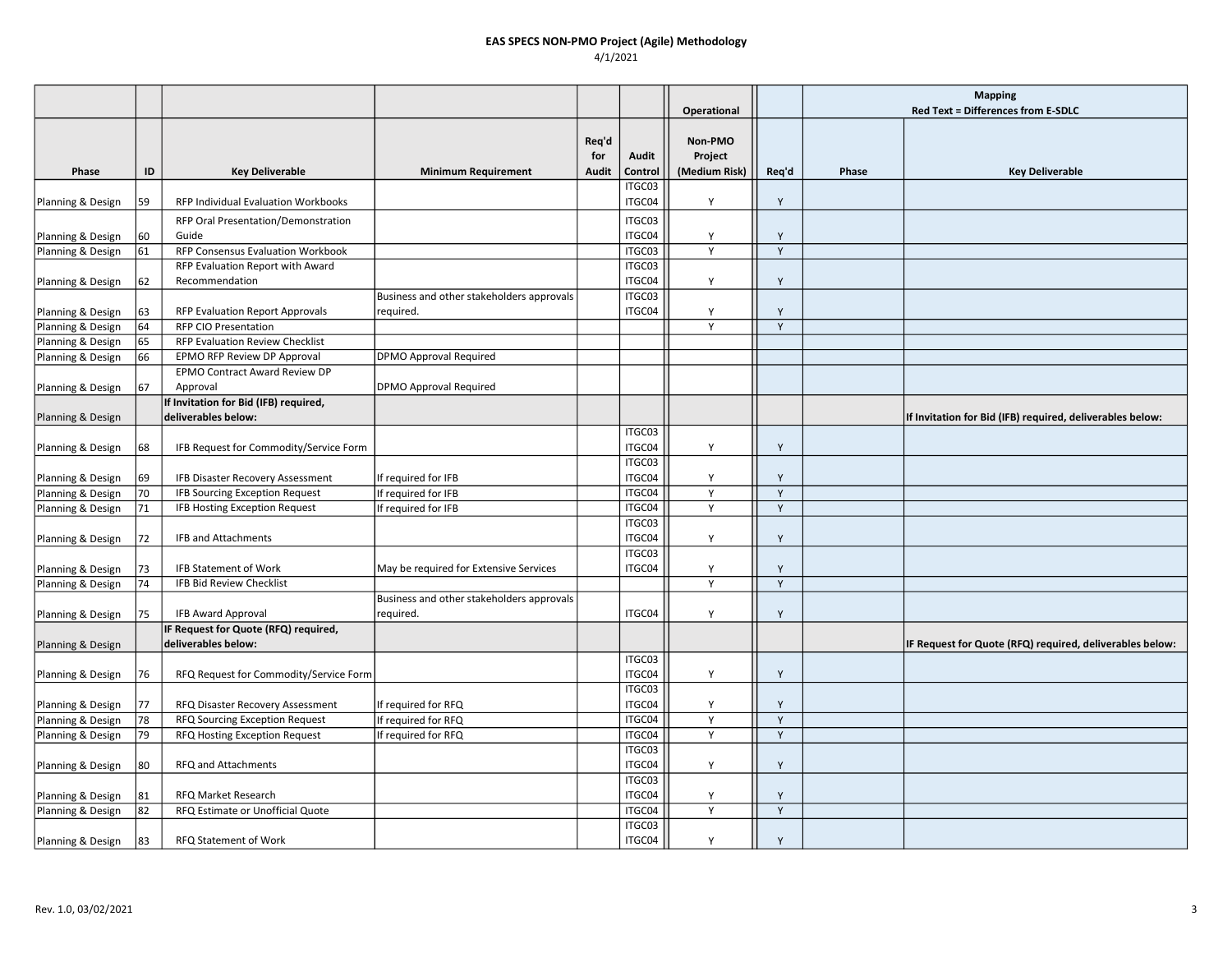# EAS SPECS NON-PMO Project (Agile) Methodology

4/1/2021

| | | | | | | Operational | | Mapping Red Text = Differences from E-SDLC | |
|---|---|---|---|---|---|---|---|---|---|
| Phase | ID | Key Deliverable | Minimum Requirement | Req'd for Audit | Audit Control | Non-PMO Project (Medium Risk) | Req'd | Phase | Key Deliverable |
| Planning & Design | 59 | RFP Individual Evaluation Workbooks | | | ITGC03 ITGC04 | Y | Y | | |
| Planning & Design | 60 | RFP Oral Presentation/Demonstration Guide | | | ITGC03 ITGC04 | Y | Y | | |
| Planning & Design | 61 | RFP Consensus Evaluation Workbook | | | ITGC03 | Y | Y | | |
| Planning & Design | 62 | RFP Evaluation Report with Award Recommendation | | | ITGC03 ITGC04 | Y | Y | | |
| Planning & Design | 63 | RFP Evaluation Report Approvals | Business and other stakeholders approvals required. | | ITGC03 ITGC04 | Y | Y | | |
| Planning & Design | 64 | RFP CIO Presentation | | | | Y | Y | | |
| Planning & Design | 65 | RFP Evaluation Review Checklist | | | | | | | |
| Planning & Design | 66 | EPMO RFP Review DP Approval | DPMO Approval Required | | | | | | |
| Planning & Design | 67 | EPMO Contract Award Review DP Approval | DPMO Approval Required | | | | | | |
| Planning & Design | | **If Invitation for Bid (IFB) required, deliverables below:** | | | | | | | **If Invitation for Bid (IFB) required, deliverables below:** |
| Planning & Design | 68 | IFB Request for Commodity/Service Form | | | ITGC03 ITGC04 | Y | Y | | |
| Planning & Design | 69 | IFB Disaster Recovery Assessment | If required for IFB | | ITGC03 ITGC04 | Y | Y | | |
| Planning & Design | 70 | IFB Sourcing Exception Request | If required for IFB | | ITGC04 | Y | Y | | |
| Planning & Design | 71 | IFB Hosting Exception Request | If required for IFB | | ITGC04 | Y | Y | | |
| Planning & Design | 72 | IFB and Attachments | | | ITGC03 ITGC04 | Y | Y | | |
| Planning & Design | 73 | IFB Statement of Work | May be required for Extensive Services | | ITGC03 ITGC04 | Y | Y | | |
| Planning & Design | 74 | IFB Bid Review Checklist | | | | Y | Y | | |
| Planning & Design | 75 | IFB Award Approval | Business and other stakeholders approvals required. | | ITGC04 | Y | Y | | |
| Planning & Design | | **IF Request for Quote (RFQ) required, deliverables below:** | | | | | | | **IF Request for Quote (RFQ) required, deliverables below:** |
| Planning & Design | 76 | RFQ Request for Commodity/Service Form | | | ITGC03 ITGC04 | Y | Y | | |
| Planning & Design | 77 | RFQ Disaster Recovery Assessment | If required for RFQ | | ITGC03 ITGC04 | Y | Y | | |
| Planning & Design | 78 | RFQ Sourcing Exception Request | If required for RFQ | | ITGC04 | Y | Y | | |
| Planning & Design | 79 | RFQ Hosting Exception Request | If required for RFQ | | ITGC04 | Y | Y | | |
| Planning & Design | 80 | RFQ and Attachments | | | ITGC03 ITGC04 | Y | Y | | |
| Planning & Design | 81 | RFQ Market Research | | | ITGC03 ITGC04 | Y | Y | | |
| Planning & Design | 82 | RFQ Estimate or Unofficial Quote | | | ITGC04 | Y | Y | | |
| Planning & Design | 83 | RFQ Statement of Work | | | ITGC03 ITGC04 | Y | Y | | |

Rev. 1.0, 03/02/2021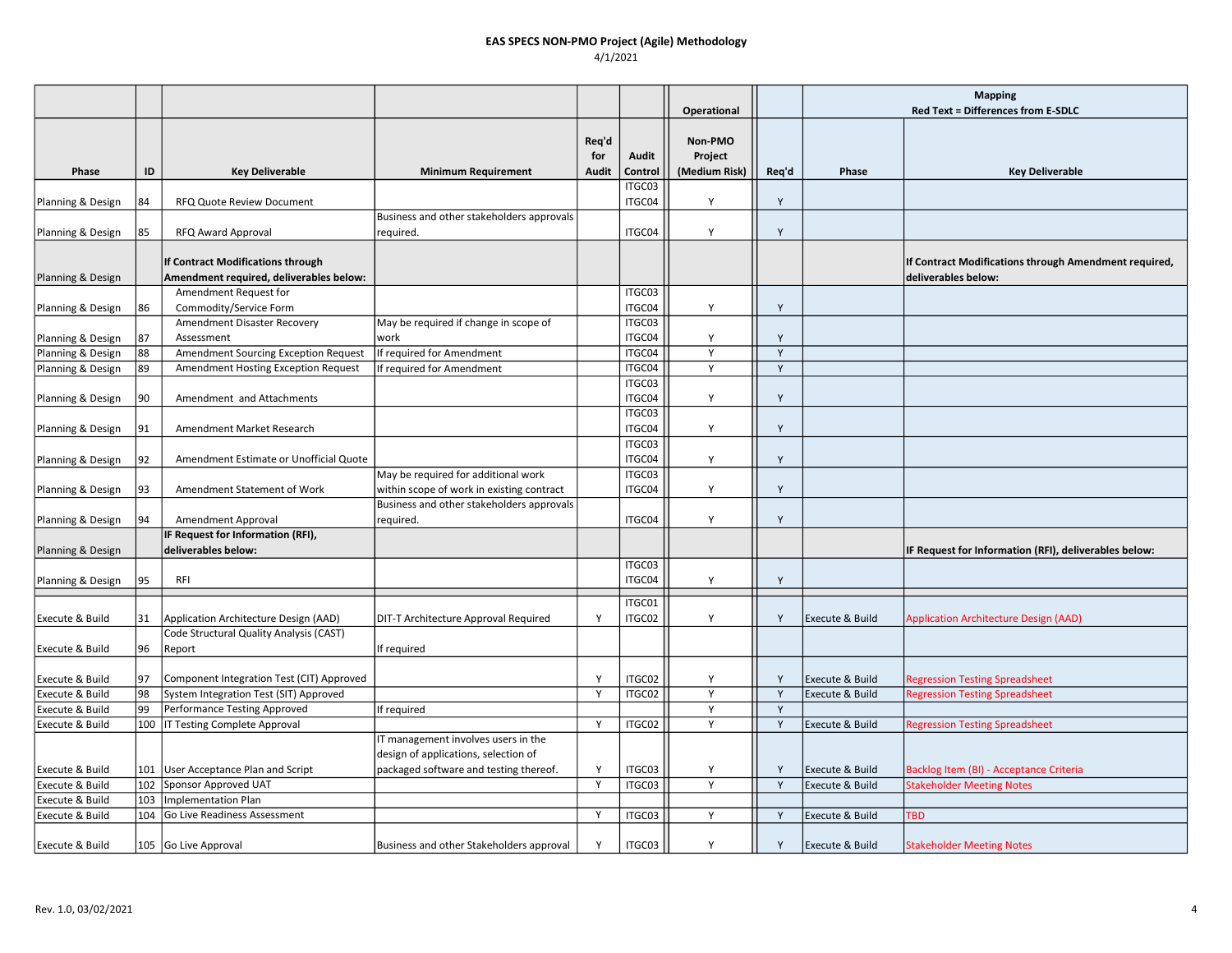# EAS SPECS NON-PMO Project (Agile) Methodology

4/1/2021

| Phase | ID | Key Deliverable | Minimum Requirement | Req'd for Audit | Audit Control | Operational<br>Non-PMO Project (Medium Risk) | Req'd | Mapping<br>Red Text = Differences from E-SDLC<br>Phase | Key Deliverable |
|---|---|---|---|---|---|---|---|---|---|
| Planning & Design | 84 | RFQ Quote Review Document | | | ITGC03 ITGC04 | Y | Y | | |
| Planning & Design | 85 | RFQ Award Approval | Business and other stakeholders approvals required. | | ITGC04 | Y | Y | | |
| Planning & Design | | **If Contract Modifications through Amendment required, deliverables below:** | | | | | | | **If Contract Modifications through Amendment required, deliverables below:** |
| Planning & Design | 86 | Amendment Request for Commodity/Service Form | | | ITGC03 ITGC04 | Y | Y | | |
| Planning & Design | 87 | Amendment Disaster Recovery Assessment | May be required if change in scope of work | | ITGC03 ITGC04 | Y | Y | | |
| Planning & Design | 88 | Amendment Sourcing Exception Request | If required for Amendment | | ITGC04 | Y | Y | | |
| Planning & Design | 89 | Amendment Hosting Exception Request | If required for Amendment | | ITGC04 | Y | Y | | |
| Planning & Design | 90 | Amendment and Attachments | | | ITGC03 ITGC04 | Y | Y | | |
| Planning & Design | 91 | Amendment Market Research | | | ITGC03 ITGC04 | Y | Y | | |
| Planning & Design | 92 | Amendment Estimate or Unofficial Quote | | | ITGC03 ITGC04 | Y | Y | | |
| Planning & Design | 93 | Amendment Statement of Work | May be required for additional work within scope of work in existing contract | | ITGC03 ITGC04 | Y | Y | | |
| Planning & Design | 94 | Amendment Approval | Business and other stakeholders approvals required. | | ITGC04 | Y | Y | | |
| Planning & Design | | **IF Request for Information (RFI), deliverables below:** | | | | | | | **IF Request for Information (RFI), deliverables below:** |
| Planning & Design | 95 | RFI | | | ITGC03 ITGC04 | Y | Y | | |
| | | | | | | | | | |
| Execute & Build | 31 | Application Architecture Design (AAD) | DIT-T Architecture Approval Required | Y | ITGC01 ITGC02 | Y | Y | Execute & Build | Application Architecture Design (AAD) |
| Execute & Build | 96 | Code Structural Quality Analysis (CAST) Report | If required | | | | | | |
| Execute & Build | 97 | Component Integration Test (CIT) Approved | | Y | ITGC02 | Y | Y | Execute & Build | Regression Testing Spreadsheet |
| Execute & Build | 98 | System Integration Test (SIT) Approved | | Y | ITGC02 | Y | Y | Execute & Build | Regression Testing Spreadsheet |
| Execute & Build | 99 | Performance Testing Approved | If required | | | Y | Y | | |
| Execute & Build | 100 | IT Testing Complete Approval | | Y | ITGC02 | Y | Y | Execute & Build | Regression Testing Spreadsheet |
| Execute & Build | 101 | User Acceptance Plan and Script | IT management involves users in the design of applications, selection of packaged software and testing thereof. | Y | ITGC03 | Y | Y | Execute & Build | Backlog Item (BI) - Acceptance Criteria |
| Execute & Build | 102 | Sponsor Approved UAT | | Y | ITGC03 | Y | Y | Execute & Build | Stakeholder Meeting Notes |
| Execute & Build | 103 | Implementation Plan | | | | | | | |
| Execute & Build | 104 | Go Live Readiness Assessment | | Y | ITGC03 | Y | Y | Execute & Build | TBD |
| Execute & Build | 105 | Go Live Approval | Business and other Stakeholders approval | Y | ITGC03 | Y | Y | Execute & Build | Stakeholder Meeting Notes |

Rev. 1.0, 03/02/2021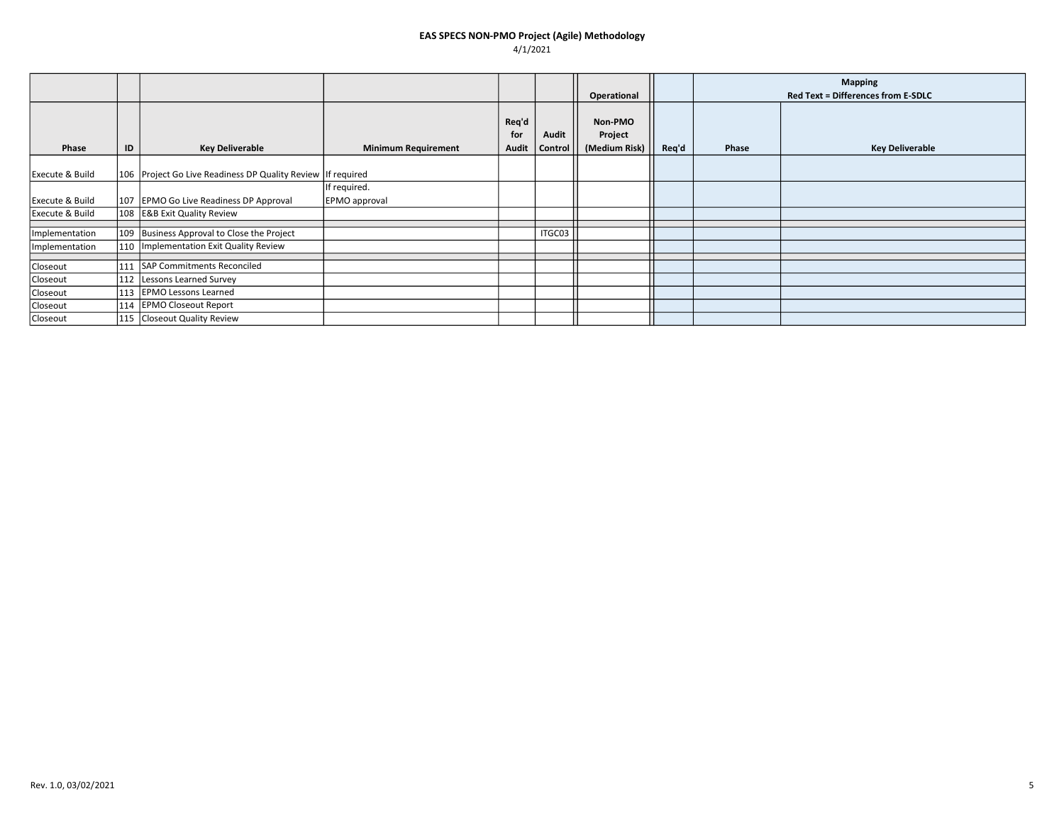**EAS SPECS NON-PMO Project (Agile) Methodology**

4/1/2021

| | | | | | | Operational | | Mapping<br>Red Text = Differences from E-SDLC | |
|---|---|---|---|---|---|---|---|---|---|
| Phase | ID | Key Deliverable | Minimum Requirement | Req'd for Audit | Audit Control | Non-PMO Project (Medium Risk) | Req'd | Phase | Key Deliverable |
| Execute & Build | 106 | Project Go Live Readiness DP Quality Review | If required | | | | | | |
| Execute & Build | 107 | EPMO Go Live Readiness DP Approval | If required. EPMO approval | | | | | | |
| Execute & Build | 108 | E&B Exit Quality Review | | | | | | | |
| | | | | | | | | | |
| Implementation | 109 | Business Approval to Close the Project | | | ITGC03 | | | | |
| Implementation | 110 | Implementation Exit Quality Review | | | | | | | |
| | | | | | | | | | |
| Closeout | 111 | SAP Commitments Reconciled | | | | | | | |
| Closeout | 112 | Lessons Learned Survey | | | | | | | |
| Closeout | 113 | EPMO Lessons Learned | | | | | | | |
| Closeout | 114 | EPMO Closeout Report | | | | | | | |
| Closeout | 115 | Closeout Quality Review | | | | | | | |

Rev. 1.0, 03/02/2021